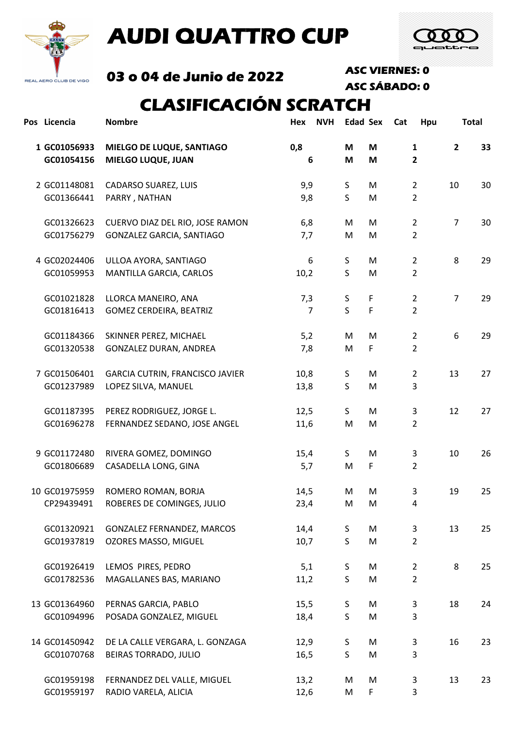# AUDI QUATTRO CUP

REAL AERO CLUB DE VIGO

## 03 o 04 de Junio de 2022

**ASC VIERNES: 0**

**ASC SÁBADO: 0**

## CLASIFICACIÓN SCRATCH

| Pos | Licencia | Nombre | Hex | NVH | Edad | Sex | Cat | Hpu | Total |
|---|---|---|---|---|---|---|---|---|---|
| **1** | **GC01056933** | **MIELGO DE LUQUE, SANTIAGO** | **0,8** | | **M** | **M** | **1** | **2** | **33** |
| | **GC01054156** | **MIELGO LUQUE, JUAN** | **6** | | **M** | **M** | **2** | | |
| 2 | GC01148081 | CADARSO SUAREZ, LUIS | 9,9 | | S | M | 2 | 10 | 30 |
| | GC01366441 | PARRY , NATHAN | 9,8 | | S | M | 2 | | |
| | GC01326623 | CUERVO DIAZ DEL RIO, JOSE RAMON | 6,8 | | M | M | 2 | 7 | 30 |
| | GC01756279 | GONZALEZ GARCIA, SANTIAGO | 7,7 | | M | M | 2 | | |
| 4 | GC02024406 | ULLOA AYORA, SANTIAGO | 6 | | S | M | 2 | 8 | 29 |
| | GC01059953 | MANTILLA GARCIA, CARLOS | 10,2 | | S | M | 2 | | |
| | GC01021828 | LLORCA MANEIRO, ANA | 7,3 | | S | F | 2 | 7 | 29 |
| | GC01816413 | GOMEZ CERDEIRA, BEATRIZ | 7 | | S | F | 2 | | |
| | GC01184366 | SKINNER PEREZ, MICHAEL | 5,2 | | M | M | 2 | 6 | 29 |
| | GC01320538 | GONZALEZ DURAN, ANDREA | 7,8 | | M | F | 2 | | |
| 7 | GC01506401 | GARCIA CUTRIN, FRANCISCO JAVIER | 10,8 | | S | M | 2 | 13 | 27 |
| | GC01237989 | LOPEZ SILVA, MANUEL | 13,8 | | S | M | 3 | | |
| | GC01187395 | PEREZ RODRIGUEZ, JORGE L. | 12,5 | | S | M | 3 | 12 | 27 |
| | GC01696278 | FERNANDEZ SEDANO, JOSE ANGEL | 11,6 | | M | M | 2 | | |
| 9 | GC01172480 | RIVERA GOMEZ, DOMINGO | 15,4 | | S | M | 3 | 10 | 26 |
| | GC01806689 | CASADELLA LONG, GINA | 5,7 | | M | F | 2 | | |
| 10 | GC01975959 | ROMERO ROMAN, BORJA | 14,5 | | M | M | 3 | 19 | 25 |
| | CP29439491 | ROBERES DE COMINGES, JULIO | 23,4 | | M | M | 4 | | |
| | GC01320921 | GONZALEZ FERNANDEZ, MARCOS | 14,4 | | S | M | 3 | 13 | 25 |
| | GC01937819 | OZORES MASSO, MIGUEL | 10,7 | | S | M | 2 | | |
| | GC01926419 | LEMOS PIRES, PEDRO | 5,1 | | S | M | 2 | 8 | 25 |
| | GC01782536 | MAGALLANES BAS, MARIANO | 11,2 | | S | M | 2 | | |
| 13 | GC01364960 | PERNAS GARCIA, PABLO | 15,5 | | S | M | 3 | 18 | 24 |
| | GC01094996 | POSADA GONZALEZ, MIGUEL | 18,4 | | S | M | 3 | | |
| 14 | GC01450942 | DE LA CALLE VERGARA, L. GONZAGA | 12,9 | | S | M | 3 | 16 | 23 |
| | GC01070768 | BEIRAS TORRADO, JULIO | 16,5 | | S | M | 3 | | |
| | GC01959198 | FERNANDEZ DEL VALLE, MIGUEL | 13,2 | | M | M | 3 | 13 | 23 |
| | GC01959197 | RADIO VARELA, ALICIA | 12,6 | | M | F | 3 | | |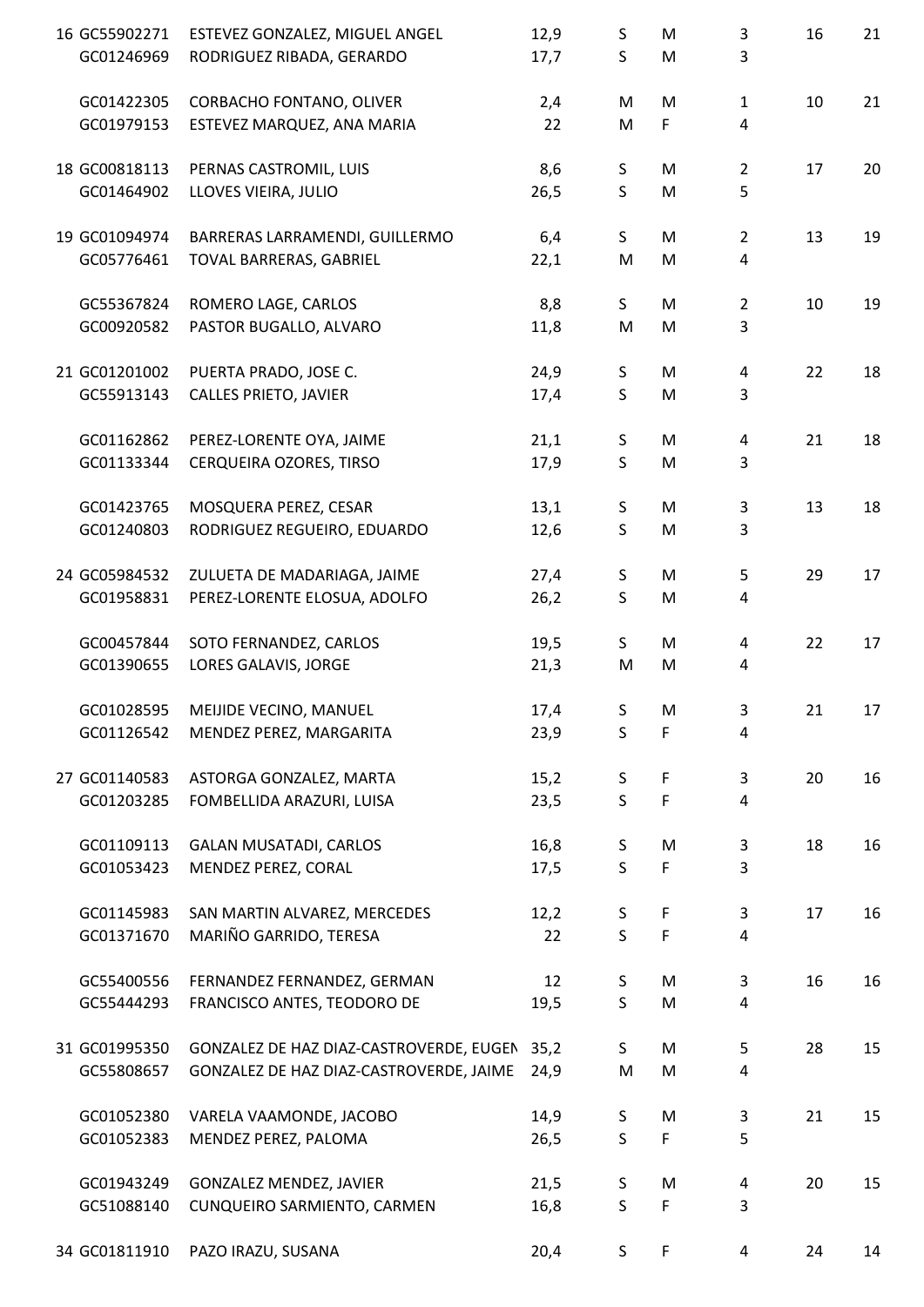| | | | | | | | | |
|---|---|---|---|---|---|---|---|---|
| 16 | GC55902271 | ESTEVEZ GONZALEZ, MIGUEL ANGEL | 12,9 | S | M | 3 | 16 | 21 |
| | GC01246969 | RODRIGUEZ RIBADA, GERARDO | 17,7 | S | M | 3 | | |
| | GC01422305 | CORBACHO FONTANO, OLIVER | 2,4 | M | M | 1 | 10 | 21 |
| | GC01979153 | ESTEVEZ MARQUEZ, ANA MARIA | 22 | M | F | 4 | | |
| 18 | GC00818113 | PERNAS CASTROMIL, LUIS | 8,6 | S | M | 2 | 17 | 20 |
| | GC01464902 | LLOVES VIEIRA, JULIO | 26,5 | S | M | 5 | | |
| 19 | GC01094974 | BARRERAS LARRAMENDI, GUILLERMO | 6,4 | S | M | 2 | 13 | 19 |
| | GC05776461 | TOVAL BARRERAS, GABRIEL | 22,1 | M | M | 4 | | |
| | GC55367824 | ROMERO LAGE, CARLOS | 8,8 | S | M | 2 | 10 | 19 |
| | GC00920582 | PASTOR BUGALLO, ALVARO | 11,8 | M | M | 3 | | |
| 21 | GC01201002 | PUERTA PRADO, JOSE C. | 24,9 | S | M | 4 | 22 | 18 |
| | GC55913143 | CALLES PRIETO, JAVIER | 17,4 | S | M | 3 | | |
| | GC01162862 | PEREZ-LORENTE OYA, JAIME | 21,1 | S | M | 4 | 21 | 18 |
| | GC01133344 | CERQUEIRA OZORES, TIRSO | 17,9 | S | M | 3 | | |
| | GC01423765 | MOSQUERA PEREZ, CESAR | 13,1 | S | M | 3 | 13 | 18 |
| | GC01240803 | RODRIGUEZ REGUEIRO, EDUARDO | 12,6 | S | M | 3 | | |
| 24 | GC05984532 | ZULUETA DE MADARIAGA, JAIME | 27,4 | S | M | 5 | 29 | 17 |
| | GC01958831 | PEREZ-LORENTE ELOSUA, ADOLFO | 26,2 | S | M | 4 | | |
| | GC00457844 | SOTO FERNANDEZ, CARLOS | 19,5 | S | M | 4 | 22 | 17 |
| | GC01390655 | LORES GALAVIS, JORGE | 21,3 | M | M | 4 | | |
| | GC01028595 | MEIJIDE VECINO, MANUEL | 17,4 | S | M | 3 | 21 | 17 |
| | GC01126542 | MENDEZ PEREZ, MARGARITA | 23,9 | S | F | 4 | | |
| 27 | GC01140583 | ASTORGA GONZALEZ, MARTA | 15,2 | S | F | 3 | 20 | 16 |
| | GC01203285 | FOMBELLIDA ARAZURI, LUISA | 23,5 | S | F | 4 | | |
| | GC01109113 | GALAN MUSATADI, CARLOS | 16,8 | S | M | 3 | 18 | 16 |
| | GC01053423 | MENDEZ PEREZ, CORAL | 17,5 | S | F | 3 | | |
| | GC01145983 | SAN MARTIN ALVAREZ, MERCEDES | 12,2 | S | F | 3 | 17 | 16 |
| | GC01371670 | MARIÑO GARRIDO, TERESA | 22 | S | F | 4 | | |
| | GC55400556 | FERNANDEZ FERNANDEZ, GERMAN | 12 | S | M | 3 | 16 | 16 |
| | GC55444293 | FRANCISCO ANTES, TEODORO DE | 19,5 | S | M | 4 | | |
| 31 | GC01995350 | GONZALEZ DE HAZ DIAZ-CASTROVERDE, EUGEN | 35,2 | S | M | 5 | 28 | 15 |
| | GC55808657 | GONZALEZ DE HAZ DIAZ-CASTROVERDE, JAIME | 24,9 | M | M | 4 | | |
| | GC01052380 | VARELA VAAMONDE, JACOBO | 14,9 | S | M | 3 | 21 | 15 |
| | GC01052383 | MENDEZ PEREZ, PALOMA | 26,5 | S | F | 5 | | |
| | GC01943249 | GONZALEZ MENDEZ, JAVIER | 21,5 | S | M | 4 | 20 | 15 |
| | GC51088140 | CUNQUEIRO SARMIENTO, CARMEN | 16,8 | S | F | 3 | | |
| 34 | GC01811910 | PAZO IRAZU, SUSANA | 20,4 | S | F | 4 | 24 | 14 |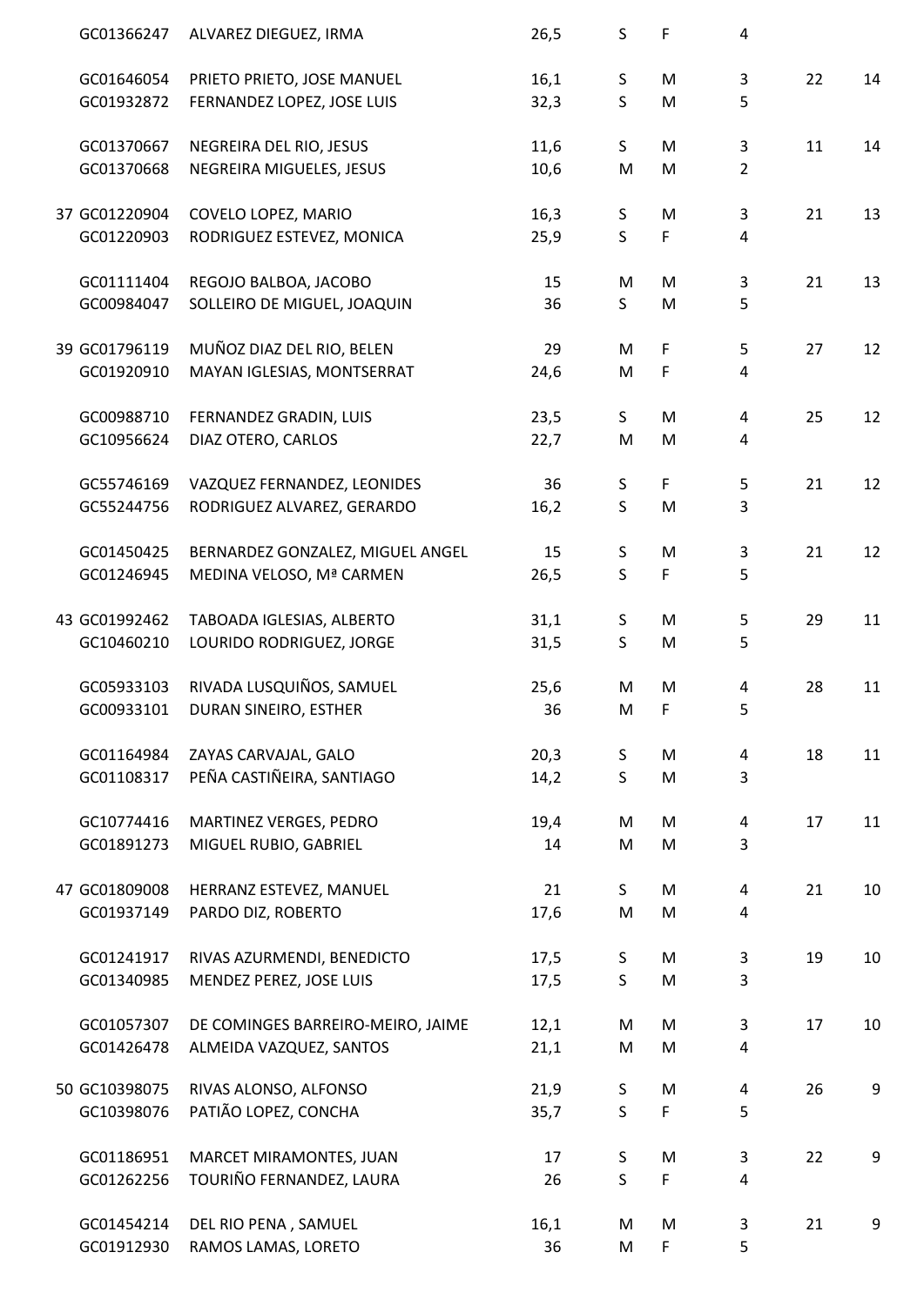| | | | | | | | |
|---|---|---|---|---|---|---|---|
| GC01366247 | ALVAREZ DIEGUEZ, IRMA | 26,5 | S | F | 4 | | |
| GC01646054 | PRIETO PRIETO, JOSE MANUEL | 16,1 | S | M | 3 | 22 | 14 |
| GC01932872 | FERNANDEZ LOPEZ, JOSE LUIS | 32,3 | S | M | 5 | | |
| GC01370667 | NEGREIRA DEL RIO, JESUS | 11,6 | S | M | 3 | 11 | 14 |
| GC01370668 | NEGREIRA MIGUELES, JESUS | 10,6 | M | M | 2 | | |
| 37 GC01220904 | COVELO LOPEZ, MARIO | 16,3 | S | M | 3 | 21 | 13 |
| GC01220903 | RODRIGUEZ ESTEVEZ, MONICA | 25,9 | S | F | 4 | | |
| GC01111404 | REGOJO BALBOA, JACOBO | 15 | M | M | 3 | 21 | 13 |
| GC00984047 | SOLLEIRO DE MIGUEL, JOAQUIN | 36 | S | M | 5 | | |
| 39 GC01796119 | MUÑOZ DIAZ DEL RIO, BELEN | 29 | M | F | 5 | 27 | 12 |
| GC01920910 | MAYAN IGLESIAS, MONTSERRAT | 24,6 | M | F | 4 | | |
| GC00988710 | FERNANDEZ GRADIN, LUIS | 23,5 | S | M | 4 | 25 | 12 |
| GC10956624 | DIAZ OTERO, CARLOS | 22,7 | M | M | 4 | | |
| GC55746169 | VAZQUEZ FERNANDEZ, LEONIDES | 36 | S | F | 5 | 21 | 12 |
| GC55244756 | RODRIGUEZ ALVAREZ, GERARDO | 16,2 | S | M | 3 | | |
| GC01450425 | BERNARDEZ GONZALEZ, MIGUEL ANGEL | 15 | S | M | 3 | 21 | 12 |
| GC01246945 | MEDINA VELOSO, Mª CARMEN | 26,5 | S | F | 5 | | |
| 43 GC01992462 | TABOADA IGLESIAS, ALBERTO | 31,1 | S | M | 5 | 29 | 11 |
| GC10460210 | LOURIDO RODRIGUEZ, JORGE | 31,5 | S | M | 5 | | |
| GC05933103 | RIVADA LUSQUIÑOS, SAMUEL | 25,6 | M | M | 4 | 28 | 11 |
| GC00933101 | DURAN SINEIRO, ESTHER | 36 | M | F | 5 | | |
| GC01164984 | ZAYAS CARVAJAL, GALO | 20,3 | S | M | 4 | 18 | 11 |
| GC01108317 | PEÑA CASTIÑEIRA, SANTIAGO | 14,2 | S | M | 3 | | |
| GC10774416 | MARTINEZ VERGES, PEDRO | 19,4 | M | M | 4 | 17 | 11 |
| GC01891273 | MIGUEL RUBIO, GABRIEL | 14 | M | M | 3 | | |
| 47 GC01809008 | HERRANZ ESTEVEZ, MANUEL | 21 | S | M | 4 | 21 | 10 |
| GC01937149 | PARDO DIZ, ROBERTO | 17,6 | M | M | 4 | | |
| GC01241917 | RIVAS AZURMENDI, BENEDICTO | 17,5 | S | M | 3 | 19 | 10 |
| GC01340985 | MENDEZ PEREZ, JOSE LUIS | 17,5 | S | M | 3 | | |
| GC01057307 | DE COMINGES BARREIRO-MEIRO, JAIME | 12,1 | M | M | 3 | 17 | 10 |
| GC01426478 | ALMEIDA VAZQUEZ, SANTOS | 21,1 | M | M | 4 | | |
| 50 GC10398075 | RIVAS ALONSO, ALFONSO | 21,9 | S | M | 4 | 26 | 9 |
| GC10398076 | PATIÃO LOPEZ, CONCHA | 35,7 | S | F | 5 | | |
| GC01186951 | MARCET MIRAMONTES, JUAN | 17 | S | M | 3 | 22 | 9 |
| GC01262256 | TOURIÑO FERNANDEZ, LAURA | 26 | S | F | 4 | | |
| GC01454214 | DEL RIO PENA , SAMUEL | 16,1 | M | M | 3 | 21 | 9 |
| GC01912930 | RAMOS LAMAS, LORETO | 36 | M | F | 5 | | |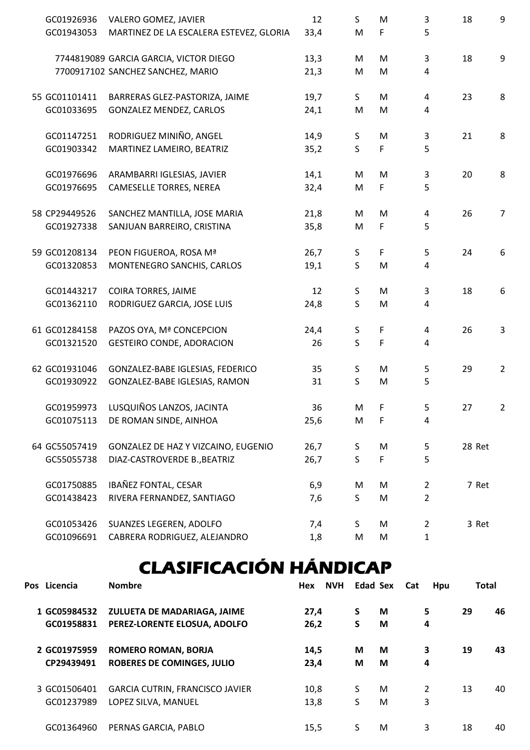| Pos | Licencia | Nombre | Hex | NVH | Edad | Sex | Cat | Hpu | Total |
|---|---|---|---|---|---|---|---|---|---|
| | GC01926936 | VALERO GOMEZ, JAVIER | 12 | | S | M | 3 | 18 | 9 |
| | GC01943053 | MARTINEZ DE LA ESCALERA ESTEVEZ, GLORIA | 33,4 | | M | F | 5 | | |
| | 7744819089 | GARCIA GARCIA, VICTOR DIEGO | 13,3 | | M | M | 3 | 18 | 9 |
| | 7700917102 | SANCHEZ SANCHEZ, MARIO | 21,3 | | M | M | 4 | | |
| 55 | GC01101411 | BARRERAS GLEZ-PASTORIZA, JAIME | 19,7 | | S | M | 4 | 23 | 8 |
| | GC01033695 | GONZALEZ MENDEZ, CARLOS | 24,1 | | M | M | 4 | | |
| | GC01147251 | RODRIGUEZ MINIÑO, ANGEL | 14,9 | | S | M | 3 | 21 | 8 |
| | GC01903342 | MARTINEZ LAMEIRO, BEATRIZ | 35,2 | | S | F | 5 | | |
| | GC01976696 | ARAMBARRI IGLESIAS, JAVIER | 14,1 | | M | M | 3 | 20 | 8 |
| | GC01976695 | CAMESELLE TORRES, NEREA | 32,4 | | M | F | 5 | | |
| 58 | CP29449526 | SANCHEZ MANTILLA, JOSE MARIA | 21,8 | | M | M | 4 | 26 | 7 |
| | GC01927338 | SANJUAN BARREIRO, CRISTINA | 35,8 | | M | F | 5 | | |
| 59 | GC01208134 | PEON FIGUEROA, ROSA Mª | 26,7 | | S | F | 5 | 24 | 6 |
| | GC01320853 | MONTENEGRO SANCHIS, CARLOS | 19,1 | | S | M | 4 | | |
| | GC01443217 | COIRA TORRES, JAIME | 12 | | S | M | 3 | 18 | 6 |
| | GC01362110 | RODRIGUEZ GARCIA, JOSE LUIS | 24,8 | | S | M | 4 | | |
| 61 | GC01284158 | PAZOS OYA, Mª CONCEPCION | 24,4 | | S | F | 4 | 26 | 3 |
| | GC01321520 | GESTEIRO CONDE, ADORACION | 26 | | S | F | 4 | | |
| 62 | GC01931046 | GONZALEZ-BABE IGLESIAS, FEDERICO | 35 | | S | M | 5 | 29 | 2 |
| | GC01930922 | GONZALEZ-BABE IGLESIAS, RAMON | 31 | | S | M | 5 | | |
| | GC01959973 | LUSQUIÑOS LANZOS, JACINTA | 36 | | M | F | 5 | 27 | 2 |
| | GC01075113 | DE ROMAN SINDE, AINHOA | 25,6 | | M | F | 4 | | |
| 64 | GC55057419 | GONZALEZ DE HAZ Y VIZCAINO, EUGENIO | 26,7 | | S | M | 5 | 28 | Ret |
| | GC55055738 | DIAZ-CASTROVERDE B.,BEATRIZ | 26,7 | | S | F | 5 | | |
| | GC01750885 | IBAÑEZ FONTAL, CESAR | 6,9 | | M | M | 2 | 7 | Ret |
| | GC01438423 | RIVERA FERNANDEZ, SANTIAGO | 7,6 | | S | M | 2 | | |
| | GC01053426 | SUANZES LEGEREN, ADOLFO | 7,4 | | S | M | 2 | 3 | Ret |
| | GC01096691 | CABRERA RODRIGUEZ, ALEJANDRO | 1,8 | | M | M | 1 | | |

# CLASIFICACIÓN HÁNDICAP

| Pos | Licencia | Nombre | Hex | NVH | Edad | Sex | Cat | Hpu | Total |
|---|---|---|---|---|---|---|---|---|---|
| **1** | **GC05984532** | **ZULUETA DE MADARIAGA, JAIME** | **27,4** | | **S** | **M** | **5** | **29** | **46** |
| | **GC01958831** | **PEREZ-LORENTE ELOSUA, ADOLFO** | **26,2** | | **S** | **M** | **4** | | |
| **2** | **GC01975959** | **ROMERO ROMAN, BORJA** | **14,5** | | **M** | **M** | **3** | **19** | **43** |
| | **CP29439491** | **ROBERES DE COMINGES, JULIO** | **23,4** | | **M** | **M** | **4** | | |
| 3 | GC01506401 | GARCIA CUTRIN, FRANCISCO JAVIER | 10,8 | | S | M | 2 | 13 | 40 |
| | GC01237989 | LOPEZ SILVA, MANUEL | 13,8 | | S | M | 3 | | |
| | GC01364960 | PERNAS GARCIA, PABLO | 15,5 | | S | M | 3 | 18 | 40 |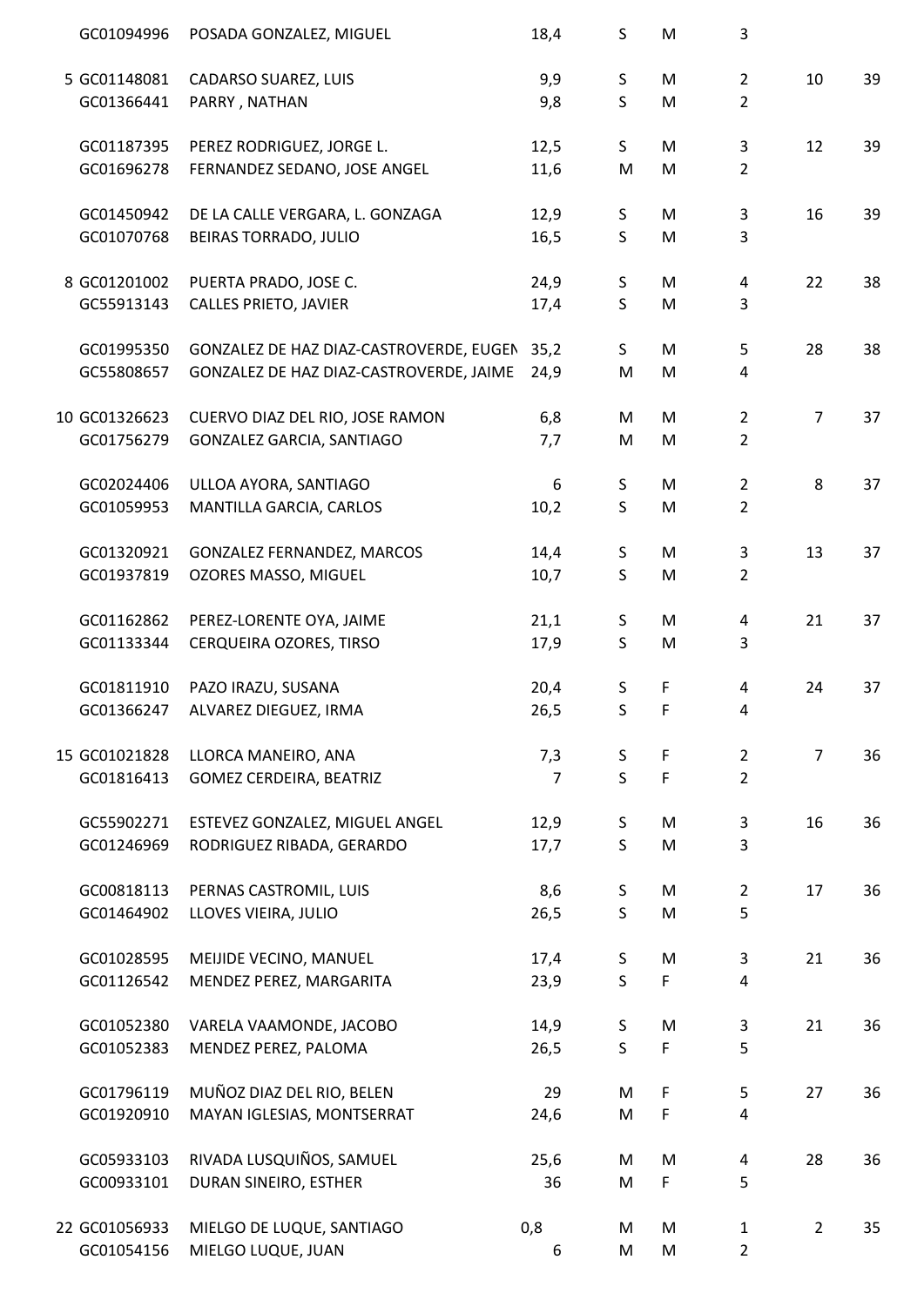| | | | | | | | | |
|---|---|---|---|---|---|---|---|---|
| | GC01094996 | POSADA GONZALEZ, MIGUEL | 18,4 | S | M | 3 | | |
| 5 | GC01148081 | CADARSO SUAREZ, LUIS | 9,9 | S | M | 2 | 10 | 39 |
| | GC01366441 | PARRY , NATHAN | 9,8 | S | M | 2 | | |
| | GC01187395 | PEREZ RODRIGUEZ, JORGE L. | 12,5 | S | M | 3 | 12 | 39 |
| | GC01696278 | FERNANDEZ SEDANO, JOSE ANGEL | 11,6 | M | M | 2 | | |
| | GC01450942 | DE LA CALLE VERGARA, L. GONZAGA | 12,9 | S | M | 3 | 16 | 39 |
| | GC01070768 | BEIRAS TORRADO, JULIO | 16,5 | S | M | 3 | | |
| 8 | GC01201002 | PUERTA PRADO, JOSE C. | 24,9 | S | M | 4 | 22 | 38 |
| | GC55913143 | CALLES PRIETO, JAVIER | 17,4 | S | M | 3 | | |
| | GC01995350 | GONZALEZ DE HAZ DIAZ-CASTROVERDE, EUGEN | 35,2 | S | M | 5 | 28 | 38 |
| | GC55808657 | GONZALEZ DE HAZ DIAZ-CASTROVERDE, JAIME | 24,9 | M | M | 4 | | |
| 10 | GC01326623 | CUERVO DIAZ DEL RIO, JOSE RAMON | 6,8 | M | M | 2 | 7 | 37 |
| | GC01756279 | GONZALEZ GARCIA, SANTIAGO | 7,7 | M | M | 2 | | |
| | GC02024406 | ULLOA AYORA, SANTIAGO | 6 | S | M | 2 | 8 | 37 |
| | GC01059953 | MANTILLA GARCIA, CARLOS | 10,2 | S | M | 2 | | |
| | GC01320921 | GONZALEZ FERNANDEZ, MARCOS | 14,4 | S | M | 3 | 13 | 37 |
| | GC01937819 | OZORES MASSO, MIGUEL | 10,7 | S | M | 2 | | |
| | GC01162862 | PEREZ-LORENTE OYA, JAIME | 21,1 | S | M | 4 | 21 | 37 |
| | GC01133344 | CERQUEIRA OZORES, TIRSO | 17,9 | S | M | 3 | | |
| | GC01811910 | PAZO IRAZU, SUSANA | 20,4 | S | F | 4 | 24 | 37 |
| | GC01366247 | ALVAREZ DIEGUEZ, IRMA | 26,5 | S | F | 4 | | |
| 15 | GC01021828 | LLORCA MANEIRO, ANA | 7,3 | S | F | 2 | 7 | 36 |
| | GC01816413 | GOMEZ CERDEIRA, BEATRIZ | 7 | S | F | 2 | | |
| | GC55902271 | ESTEVEZ GONZALEZ, MIGUEL ANGEL | 12,9 | S | M | 3 | 16 | 36 |
| | GC01246969 | RODRIGUEZ RIBADA, GERARDO | 17,7 | S | M | 3 | | |
| | GC00818113 | PERNAS CASTROMIL, LUIS | 8,6 | S | M | 2 | 17 | 36 |
| | GC01464902 | LLOVES VIEIRA, JULIO | 26,5 | S | M | 5 | | |
| | GC01028595 | MEIJIDE VECINO, MANUEL | 17,4 | S | M | 3 | 21 | 36 |
| | GC01126542 | MENDEZ PEREZ, MARGARITA | 23,9 | S | F | 4 | | |
| | GC01052380 | VARELA VAAMONDE, JACOBO | 14,9 | S | M | 3 | 21 | 36 |
| | GC01052383 | MENDEZ PEREZ, PALOMA | 26,5 | S | F | 5 | | |
| | GC01796119 | MUÑOZ DIAZ DEL RIO, BELEN | 29 | M | F | 5 | 27 | 36 |
| | GC01920910 | MAYAN IGLESIAS, MONTSERRAT | 24,6 | M | F | 4 | | |
| | GC05933103 | RIVADA LUSQUIÑOS, SAMUEL | 25,6 | M | M | 4 | 28 | 36 |
| | GC00933101 | DURAN SINEIRO, ESTHER | 36 | M | F | 5 | | |
| 22 | GC01056933 | MIELGO DE LUQUE, SANTIAGO | 0,8 | M | M | 1 | 2 | 35 |
| | GC01054156 | MIELGO LUQUE, JUAN | 6 | M | M | 2 | | |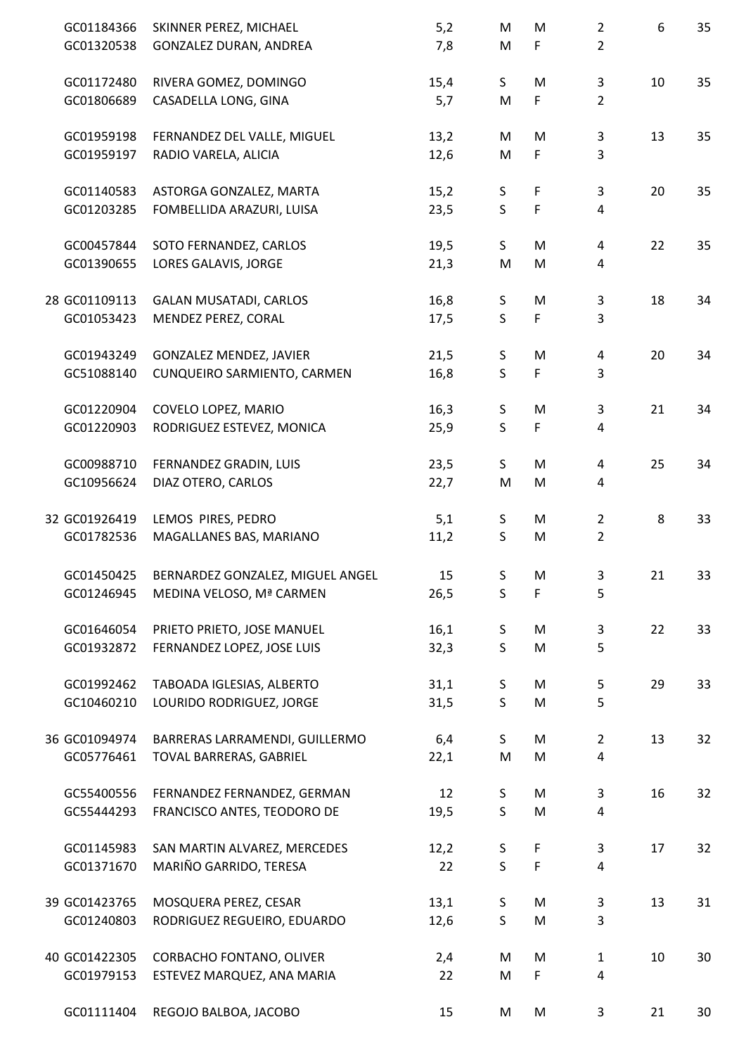| | | | | | | | | |
|---|---|---|---|---|---|---|---|---|
| | GC01184366 | SKINNER PEREZ, MICHAEL | 5,2 | M | M | 2 | 6 | 35 |
| | GC01320538 | GONZALEZ DURAN, ANDREA | 7,8 | M | F | 2 | | |
| | GC01172480 | RIVERA GOMEZ, DOMINGO | 15,4 | S | M | 3 | 10 | 35 |
| | GC01806689 | CASADELLA LONG, GINA | 5,7 | M | F | 2 | | |
| | GC01959198 | FERNANDEZ DEL VALLE, MIGUEL | 13,2 | M | M | 3 | 13 | 35 |
| | GC01959197 | RADIO VARELA, ALICIA | 12,6 | M | F | 3 | | |
| | GC01140583 | ASTORGA GONZALEZ, MARTA | 15,2 | S | F | 3 | 20 | 35 |
| | GC01203285 | FOMBELLIDA ARAZURI, LUISA | 23,5 | S | F | 4 | | |
| | GC00457844 | SOTO FERNANDEZ, CARLOS | 19,5 | S | M | 4 | 22 | 35 |
| | GC01390655 | LORES GALAVIS, JORGE | 21,3 | M | M | 4 | | |
| 28 | GC01109113 | GALAN MUSATADI, CARLOS | 16,8 | S | M | 3 | 18 | 34 |
| | GC01053423 | MENDEZ PEREZ, CORAL | 17,5 | S | F | 3 | | |
| | GC01943249 | GONZALEZ MENDEZ, JAVIER | 21,5 | S | M | 4 | 20 | 34 |
| | GC51088140 | CUNQUEIRO SARMIENTO, CARMEN | 16,8 | S | F | 3 | | |
| | GC01220904 | COVELO LOPEZ, MARIO | 16,3 | S | M | 3 | 21 | 34 |
| | GC01220903 | RODRIGUEZ ESTEVEZ, MONICA | 25,9 | S | F | 4 | | |
| | GC00988710 | FERNANDEZ GRADIN, LUIS | 23,5 | S | M | 4 | 25 | 34 |
| | GC10956624 | DIAZ OTERO, CARLOS | 22,7 | M | M | 4 | | |
| 32 | GC01926419 | LEMOS PIRES, PEDRO | 5,1 | S | M | 2 | 8 | 33 |
| | GC01782536 | MAGALLANES BAS, MARIANO | 11,2 | S | M | 2 | | |
| | GC01450425 | BERNARDEZ GONZALEZ, MIGUEL ANGEL | 15 | S | M | 3 | 21 | 33 |
| | GC01246945 | MEDINA VELOSO, Mª CARMEN | 26,5 | S | F | 5 | | |
| | GC01646054 | PRIETO PRIETO, JOSE MANUEL | 16,1 | S | M | 3 | 22 | 33 |
| | GC01932872 | FERNANDEZ LOPEZ, JOSE LUIS | 32,3 | S | M | 5 | | |
| | GC01992462 | TABOADA IGLESIAS, ALBERTO | 31,1 | S | M | 5 | 29 | 33 |
| | GC10460210 | LOURIDO RODRIGUEZ, JORGE | 31,5 | S | M | 5 | | |
| 36 | GC01094974 | BARRERAS LARRAMENDI, GUILLERMO | 6,4 | S | M | 2 | 13 | 32 |
| | GC05776461 | TOVAL BARRERAS, GABRIEL | 22,1 | M | M | 4 | | |
| | GC55400556 | FERNANDEZ FERNANDEZ, GERMAN | 12 | S | M | 3 | 16 | 32 |
| | GC55444293 | FRANCISCO ANTES, TEODORO DE | 19,5 | S | M | 4 | | |
| | GC01145983 | SAN MARTIN ALVAREZ, MERCEDES | 12,2 | S | F | 3 | 17 | 32 |
| | GC01371670 | MARIÑO GARRIDO, TERESA | 22 | S | F | 4 | | |
| 39 | GC01423765 | MOSQUERA PEREZ, CESAR | 13,1 | S | M | 3 | 13 | 31 |
| | GC01240803 | RODRIGUEZ REGUEIRO, EDUARDO | 12,6 | S | M | 3 | | |
| 40 | GC01422305 | CORBACHO FONTANO, OLIVER | 2,4 | M | M | 1 | 10 | 30 |
| | GC01979153 | ESTEVEZ MARQUEZ, ANA MARIA | 22 | M | F | 4 | | |
| | GC01111404 | REGOJO BALBOA, JACOBO | 15 | M | M | 3 | 21 | 30 |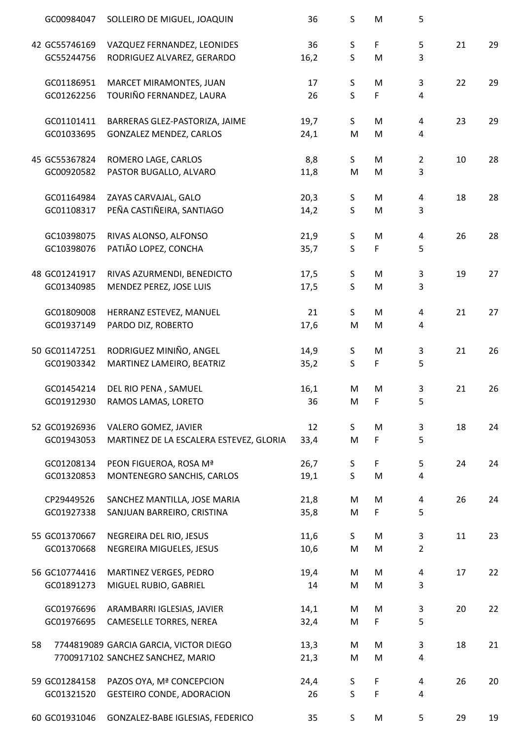| | | | | | | | | |
|---|---|---|---|---|---|---|---|---|
| | GC00984047 | SOLLEIRO DE MIGUEL, JOAQUIN | 36 | S | M | 5 | | |
| 42 | GC55746169 | VAZQUEZ FERNANDEZ, LEONIDES | 36 | S | F | 5 | 21 | 29 |
| | GC55244756 | RODRIGUEZ ALVAREZ, GERARDO | 16,2 | S | M | 3 | | |
| | GC01186951 | MARCET MIRAMONTES, JUAN | 17 | S | M | 3 | 22 | 29 |
| | GC01262256 | TOURIÑO FERNANDEZ, LAURA | 26 | S | F | 4 | | |
| | GC01101411 | BARRERAS GLEZ-PASTORIZA, JAIME | 19,7 | S | M | 4 | 23 | 29 |
| | GC01033695 | GONZALEZ MENDEZ, CARLOS | 24,1 | M | M | 4 | | |
| 45 | GC55367824 | ROMERO LAGE, CARLOS | 8,8 | S | M | 2 | 10 | 28 |
| | GC00920582 | PASTOR BUGALLO, ALVARO | 11,8 | M | M | 3 | | |
| | GC01164984 | ZAYAS CARVAJAL, GALO | 20,3 | S | M | 4 | 18 | 28 |
| | GC01108317 | PEÑA CASTIÑEIRA, SANTIAGO | 14,2 | S | M | 3 | | |
| | GC10398075 | RIVAS ALONSO, ALFONSO | 21,9 | S | M | 4 | 26 | 28 |
| | GC10398076 | PATIÃO LOPEZ, CONCHA | 35,7 | S | F | 5 | | |
| 48 | GC01241917 | RIVAS AZURMENDI, BENEDICTO | 17,5 | S | M | 3 | 19 | 27 |
| | GC01340985 | MENDEZ PEREZ, JOSE LUIS | 17,5 | S | M | 3 | | |
| | GC01809008 | HERRANZ ESTEVEZ, MANUEL | 21 | S | M | 4 | 21 | 27 |
| | GC01937149 | PARDO DIZ, ROBERTO | 17,6 | M | M | 4 | | |
| 50 | GC01147251 | RODRIGUEZ MINIÑO, ANGEL | 14,9 | S | M | 3 | 21 | 26 |
| | GC01903342 | MARTINEZ LAMEIRO, BEATRIZ | 35,2 | S | F | 5 | | |
| | GC01454214 | DEL RIO PENA , SAMUEL | 16,1 | M | M | 3 | 21 | 26 |
| | GC01912930 | RAMOS LAMAS, LORETO | 36 | M | F | 5 | | |
| 52 | GC01926936 | VALERO GOMEZ, JAVIER | 12 | S | M | 3 | 18 | 24 |
| | GC01943053 | MARTINEZ DE LA ESCALERA ESTEVEZ, GLORIA | 33,4 | M | F | 5 | | |
| | GC01208134 | PEON FIGUEROA, ROSA Mª | 26,7 | S | F | 5 | 24 | 24 |
| | GC01320853 | MONTENEGRO SANCHIS, CARLOS | 19,1 | S | M | 4 | | |
| | CP29449526 | SANCHEZ MANTILLA, JOSE MARIA | 21,8 | M | M | 4 | 26 | 24 |
| | GC01927338 | SANJUAN BARREIRO, CRISTINA | 35,8 | M | F | 5 | | |
| 55 | GC01370667 | NEGREIRA DEL RIO, JESUS | 11,6 | S | M | 3 | 11 | 23 |
| | GC01370668 | NEGREIRA MIGUELES, JESUS | 10,6 | M | M | 2 | | |
| 56 | GC10774416 | MARTINEZ VERGES, PEDRO | 19,4 | M | M | 4 | 17 | 22 |
| | GC01891273 | MIGUEL RUBIO, GABRIEL | 14 | M | M | 3 | | |
| | GC01976696 | ARAMBARRI IGLESIAS, JAVIER | 14,1 | M | M | 3 | 20 | 22 |
| | GC01976695 | CAMESELLE TORRES, NEREA | 32,4 | M | F | 5 | | |
| 58 | 7744819089 | GARCIA GARCIA, VICTOR DIEGO | 13,3 | M | M | 3 | 18 | 21 |
| | 7700917102 | SANCHEZ SANCHEZ, MARIO | 21,3 | M | M | 4 | | |
| 59 | GC01284158 | PAZOS OYA, Mª CONCEPCION | 24,4 | S | F | 4 | 26 | 20 |
| | GC01321520 | GESTEIRO CONDE, ADORACION | 26 | S | F | 4 | | |
| 60 | GC01931046 | GONZALEZ-BABE IGLESIAS, FEDERICO | 35 | S | M | 5 | 29 | 19 |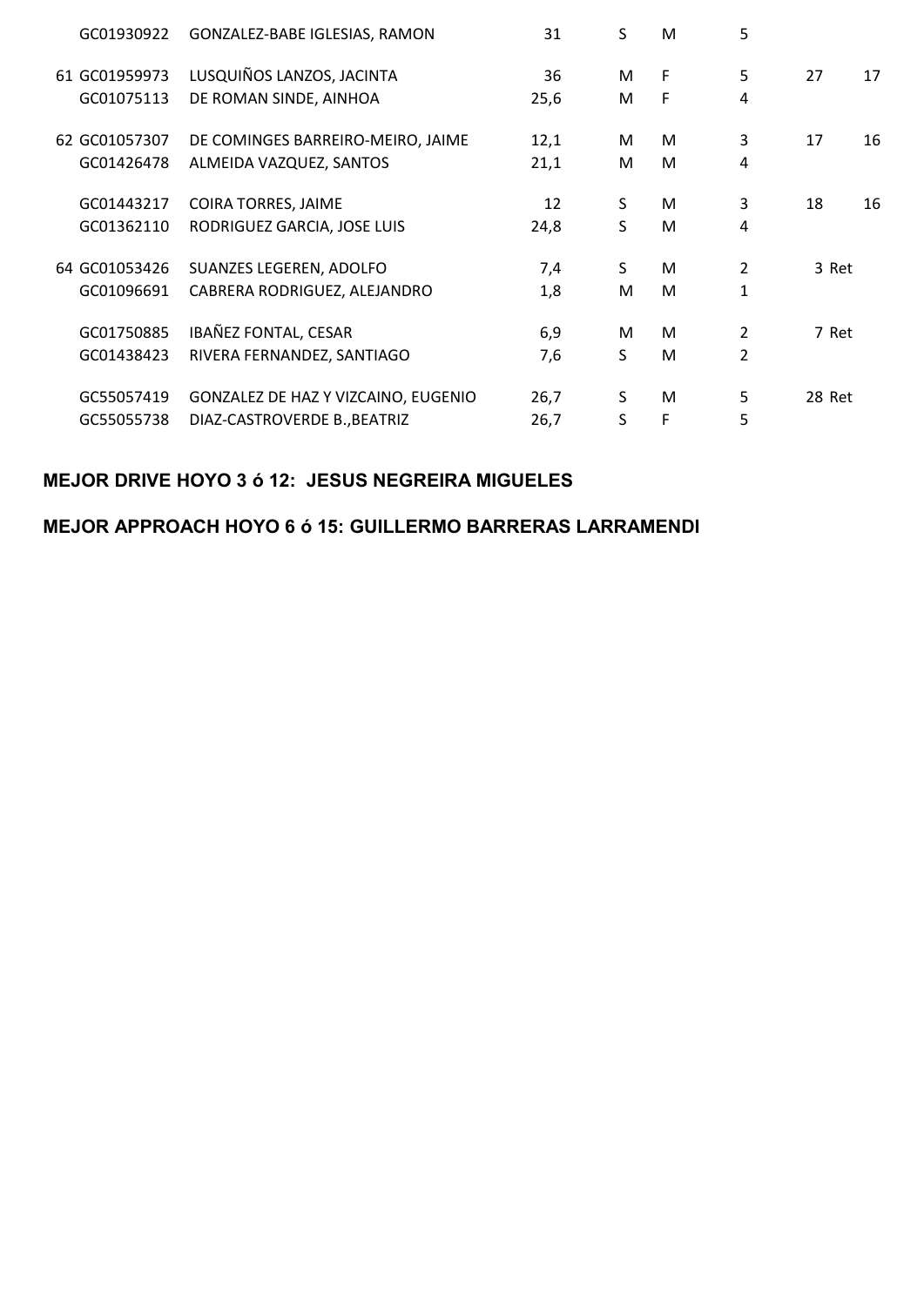| | | | | | | | | |
|---|---|---|---|---|---|---|---|---|
| | GC01930922 | GONZALEZ-BABE IGLESIAS, RAMON | 31 | S | M | 5 | | |
| 61 | GC01959973 | LUSQUIÑOS LANZOS, JACINTA | 36 | M | F | 5 | 27 | 17 |
| | GC01075113 | DE ROMAN SINDE, AINHOA | 25,6 | M | F | 4 | | |
| 62 | GC01057307 | DE COMINGES BARREIRO-MEIRO, JAIME | 12,1 | M | M | 3 | 17 | 16 |
| | GC01426478 | ALMEIDA VAZQUEZ, SANTOS | 21,1 | M | M | 4 | | |
| | GC01443217 | COIRA TORRES, JAIME | 12 | S | M | 3 | 18 | 16 |
| | GC01362110 | RODRIGUEZ GARCIA, JOSE LUIS | 24,8 | S | M | 4 | | |
| 64 | GC01053426 | SUANZES LEGEREN, ADOLFO | 7,4 | S | M | 2 | 3 Ret | |
| | GC01096691 | CABRERA RODRIGUEZ, ALEJANDRO | 1,8 | M | M | 1 | | |
| | GC01750885 | IBAÑEZ FONTAL, CESAR | 6,9 | M | M | 2 | 7 Ret | |
| | GC01438423 | RIVERA FERNANDEZ, SANTIAGO | 7,6 | S | M | 2 | | |
| | GC55057419 | GONZALEZ DE HAZ Y VIZCAINO, EUGENIO | 26,7 | S | M | 5 | 28 Ret | |
| | GC55055738 | DIAZ-CASTROVERDE B.,BEATRIZ | 26,7 | S | F | 5 | | |

**MEJOR DRIVE HOYO 3 ó 12: JESUS NEGREIRA MIGUELES**

**MEJOR APPROACH HOYO 6 ó 15: GUILLERMO BARRERAS LARRAMENDI**